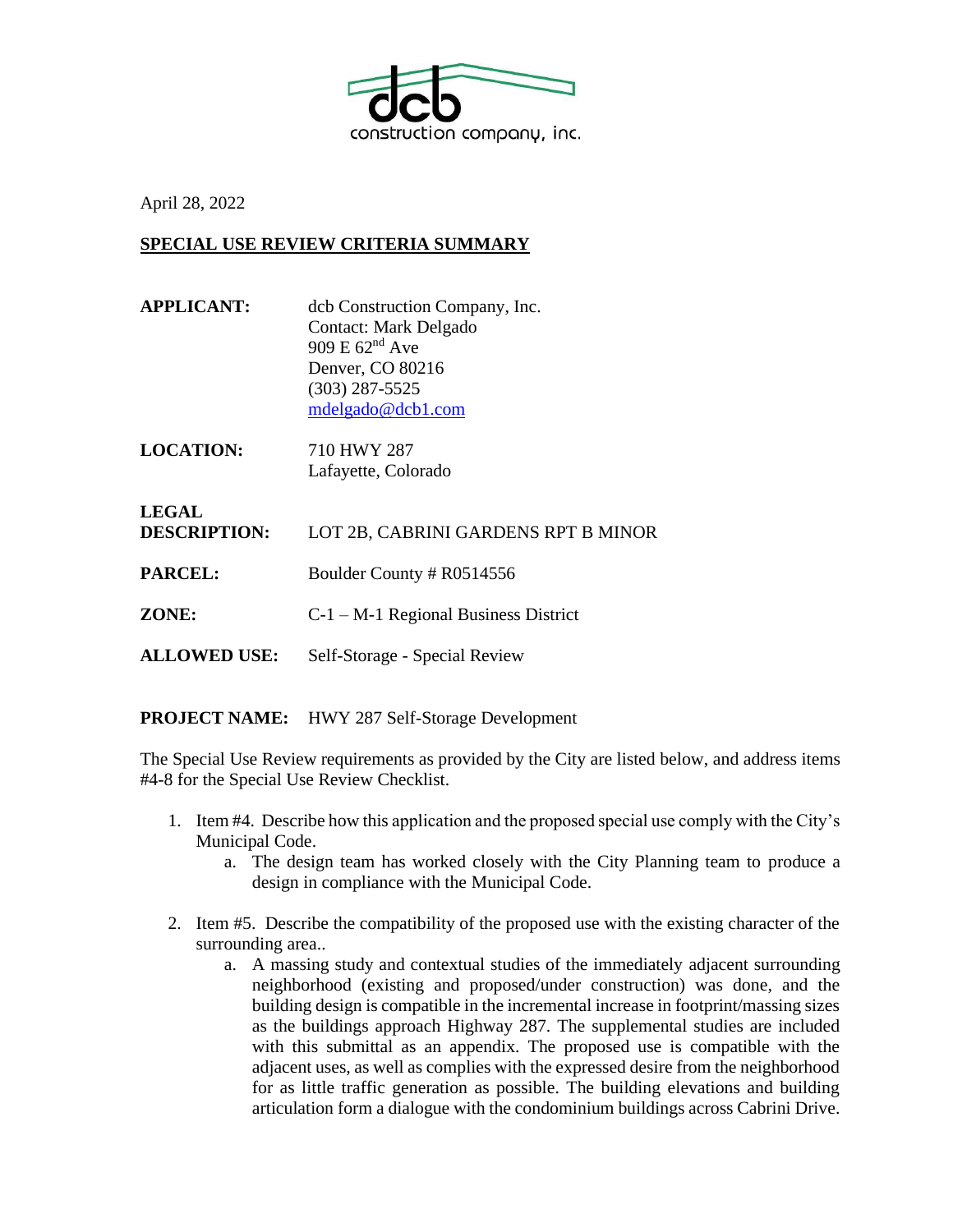dcb construction company, inc.

April 28, 2022

**SPECIAL USE REVIEW CRITERIA SUMMARY**

**APPLICANT:** dcb Construction Company, Inc.
Contact: Mark Delgado
909 E 62nd Ave
Denver, CO 80216
(303) 287-5525
mdelgado@dcb1.com

**LOCATION:** 710 HWY 287
Lafayette, Colorado

**LEGAL DESCRIPTION:** LOT 2B, CABRINI GARDENS RPT B MINOR

**PARCEL:** Boulder County # R0514556

**ZONE:** C-1 – M-1 Regional Business District

**ALLOWED USE:** Self-Storage - Special Review

**PROJECT NAME:** HWY 287 Self-Storage Development

The Special Use Review requirements as provided by the City are listed below, and address items #4-8 for the Special Use Review Checklist.

1. Item #4. Describe how this application and the proposed special use comply with the City's Municipal Code.
   a. The design team has worked closely with the City Planning team to produce a design in compliance with the Municipal Code.

2. Item #5. Describe the compatibility of the proposed use with the existing character of the surrounding area..
   a. A massing study and contextual studies of the immediately adjacent surrounding neighborhood (existing and proposed/under construction) was done, and the building design is compatible in the incremental increase in footprint/massing sizes as the buildings approach Highway 287. The supplemental studies are included with this submittal as an appendix. The proposed use is compatible with the adjacent uses, as well as complies with the expressed desire from the neighborhood for as little traffic generation as possible. The building elevations and building articulation form a dialogue with the condominium buildings across Cabrini Drive.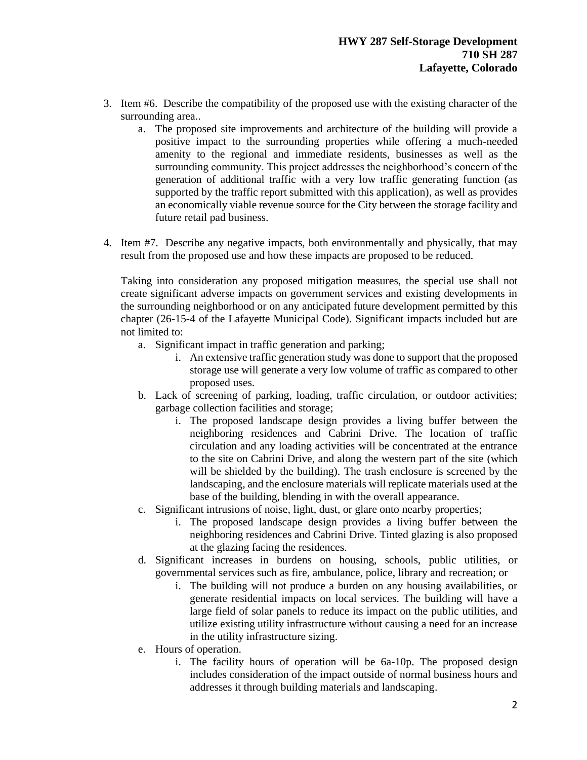3. Item #6. Describe the compatibility of the proposed use with the existing character of the surrounding area..
   a. The proposed site improvements and architecture of the building will provide a positive impact to the surrounding properties while offering a much-needed amenity to the regional and immediate residents, businesses as well as the surrounding community. This project addresses the neighborhood's concern of the generation of additional traffic with a very low traffic generating function (as supported by the traffic report submitted with this application), as well as provides an economically viable revenue source for the City between the storage facility and future retail pad business.

4. Item #7. Describe any negative impacts, both environmentally and physically, that may result from the proposed use and how these impacts are proposed to be reduced.

   Taking into consideration any proposed mitigation measures, the special use shall not create significant adverse impacts on government services and existing developments in the surrounding neighborhood or on any anticipated future development permitted by this chapter (26-15-4 of the Lafayette Municipal Code). Significant impacts included but are not limited to:
   a. Significant impact in traffic generation and parking;
      i. An extensive traffic generation study was done to support that the proposed storage use will generate a very low volume of traffic as compared to other proposed uses.
   b. Lack of screening of parking, loading, traffic circulation, or outdoor activities; garbage collection facilities and storage;
      i. The proposed landscape design provides a living buffer between the neighboring residences and Cabrini Drive. The location of traffic circulation and any loading activities will be concentrated at the entrance to the site on Cabrini Drive, and along the western part of the site (which will be shielded by the building). The trash enclosure is screened by the landscaping, and the enclosure materials will replicate materials used at the base of the building, blending in with the overall appearance.
   c. Significant intrusions of noise, light, dust, or glare onto nearby properties;
      i. The proposed landscape design provides a living buffer between the neighboring residences and Cabrini Drive. Tinted glazing is also proposed at the glazing facing the residences.
   d. Significant increases in burdens on housing, schools, public utilities, or governmental services such as fire, ambulance, police, library and recreation; or
      i. The building will not produce a burden on any housing availabilities, or generate residential impacts on local services. The building will have a large field of solar panels to reduce its impact on the public utilities, and utilize existing utility infrastructure without causing a need for an increase in the utility infrastructure sizing.
   e. Hours of operation.
      i. The facility hours of operation will be 6a-10p. The proposed design includes consideration of the impact outside of normal business hours and addresses it through building materials and landscaping.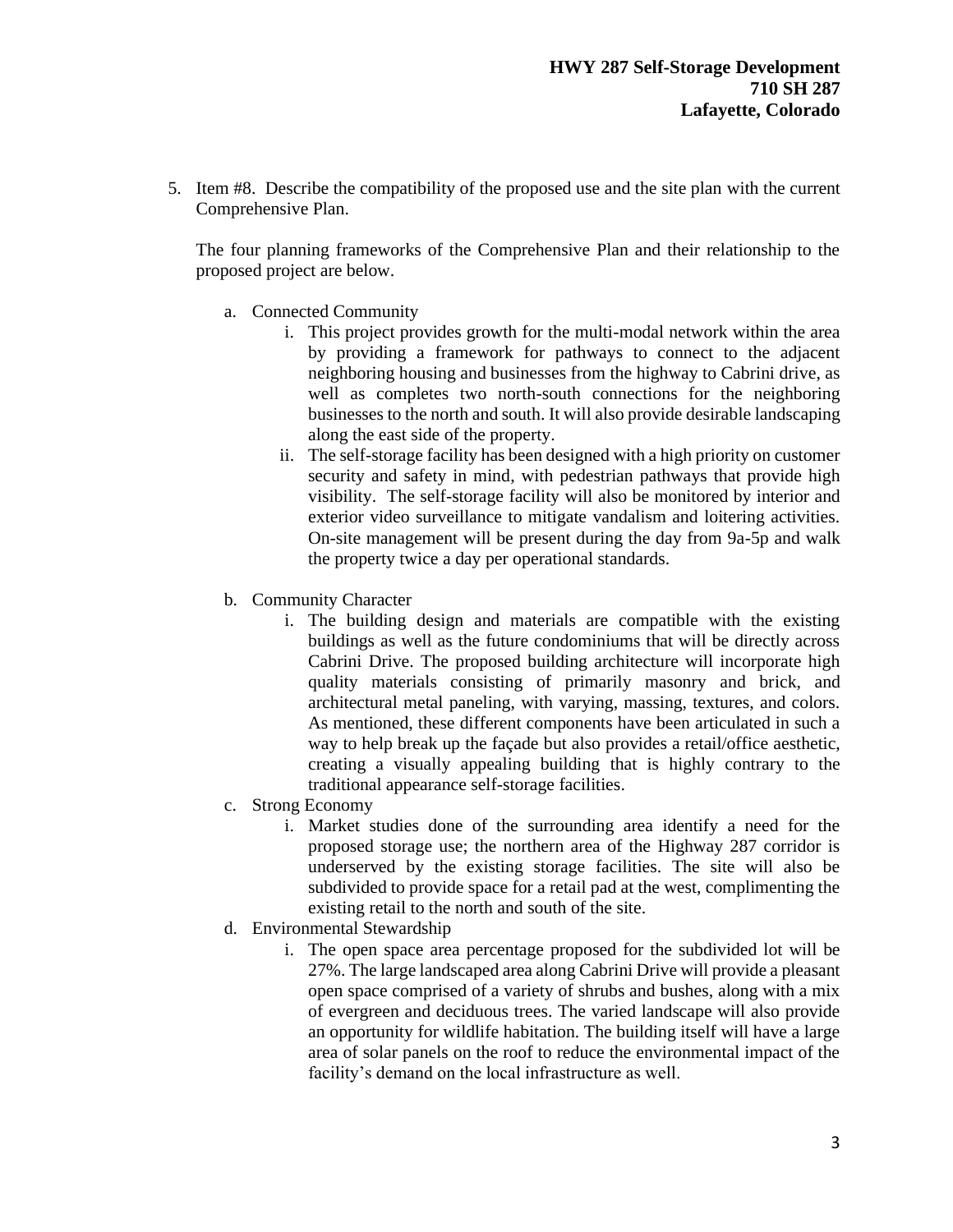5. Item #8. Describe the compatibility of the proposed use and the site plan with the current Comprehensive Plan.

   The four planning frameworks of the Comprehensive Plan and their relationship to the proposed project are below.

   a. Connected Community
      i. This project provides growth for the multi-modal network within the area by providing a framework for pathways to connect to the adjacent neighboring housing and businesses from the highway to Cabrini drive, as well as completes two north-south connections for the neighboring businesses to the north and south. It will also provide desirable landscaping along the east side of the property.
      ii. The self-storage facility has been designed with a high priority on customer security and safety in mind, with pedestrian pathways that provide high visibility. The self-storage facility will also be monitored by interior and exterior video surveillance to mitigate vandalism and loitering activities. On-site management will be present during the day from 9a-5p and walk the property twice a day per operational standards.

   b. Community Character
      i. The building design and materials are compatible with the existing buildings as well as the future condominiums that will be directly across Cabrini Drive. The proposed building architecture will incorporate high quality materials consisting of primarily masonry and brick, and architectural metal paneling, with varying, massing, textures, and colors. As mentioned, these different components have been articulated in such a way to help break up the façade but also provides a retail/office aesthetic, creating a visually appealing building that is highly contrary to the traditional appearance self-storage facilities.

   c. Strong Economy
      i. Market studies done of the surrounding area identify a need for the proposed storage use; the northern area of the Highway 287 corridor is underserved by the existing storage facilities. The site will also be subdivided to provide space for a retail pad at the west, complimenting the existing retail to the north and south of the site.

   d. Environmental Stewardship
      i. The open space area percentage proposed for the subdivided lot will be 27%. The large landscaped area along Cabrini Drive will provide a pleasant open space comprised of a variety of shrubs and bushes, along with a mix of evergreen and deciduous trees. The varied landscape will also provide an opportunity for wildlife habitation. The building itself will have a large area of solar panels on the roof to reduce the environmental impact of the facility's demand on the local infrastructure as well.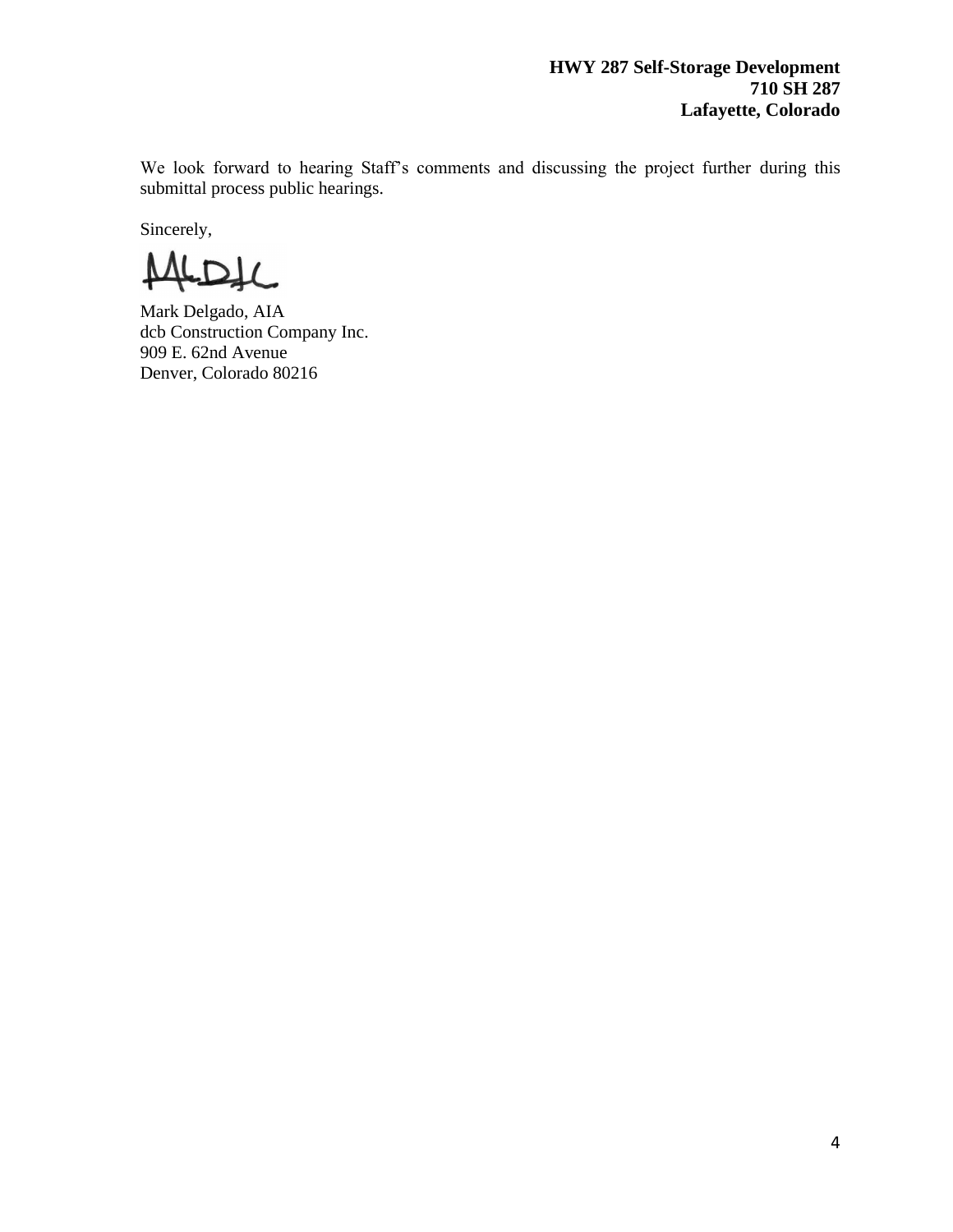We look forward to hearing Staff's comments and discussing the project further during this submittal process public hearings.

Sincerely,

Mark Delgado, AIA
dcb Construction Company Inc.
909 E. 62nd Avenue
Denver, Colorado 80216